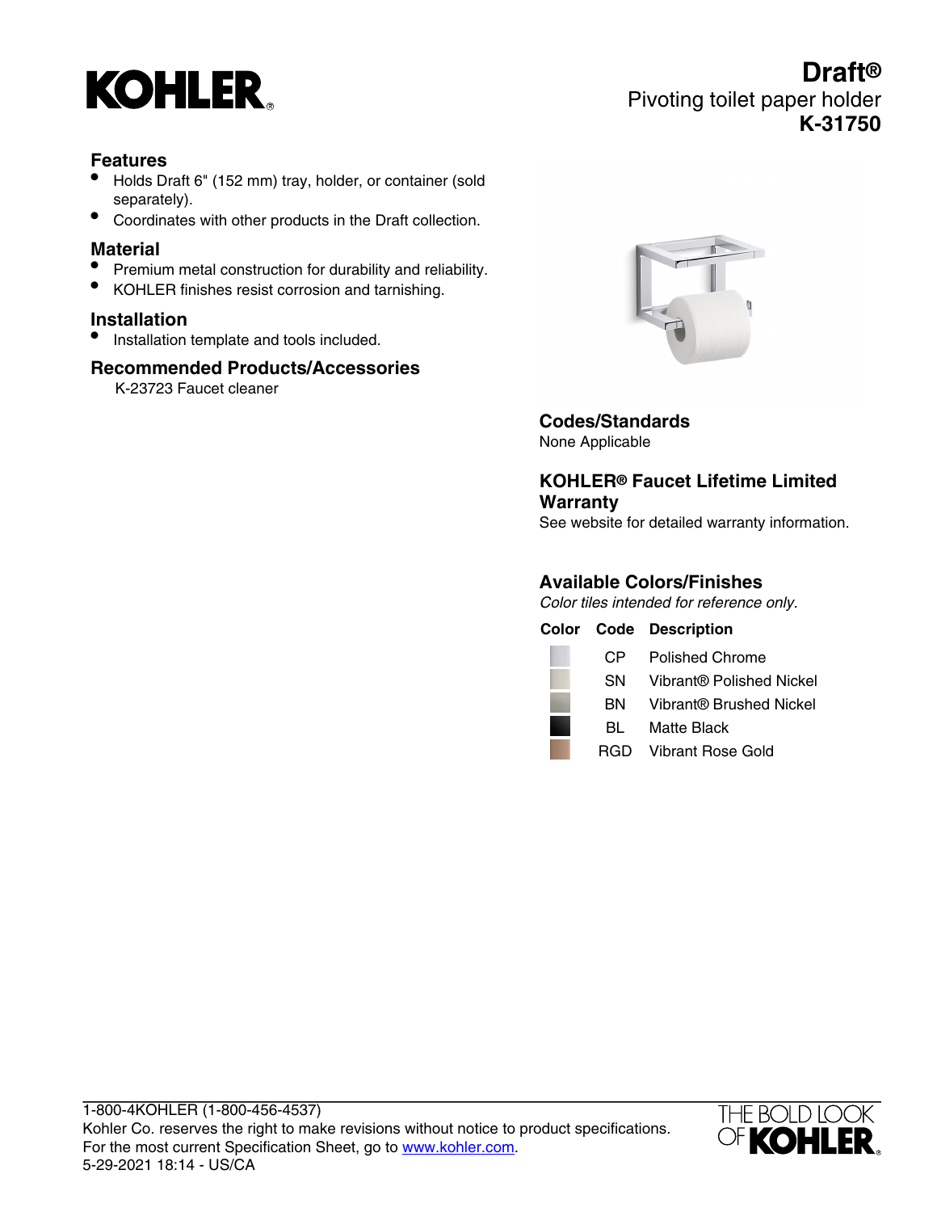KOHLER

# Draft®

Pivoting toilet paper holder

**K-31750**

## Features

- Holds Draft 6" (152 mm) tray, holder, or container (sold separately).
- Coordinates with other products in the Draft collection.

## Material

- Premium metal construction for durability and reliability.
- KOHLER finishes resist corrosion and tarnishing.

## Installation

- Installation template and tools included.

## Recommended Products/Accessories

K-23723 Faucet cleaner

## Codes/Standards

None Applicable

## KOHLER® Faucet Lifetime Limited Warranty

See website for detailed warranty information.

## Available Colors/Finishes

*Color tiles intended for reference only.*

| Color | Code | Description |
| --- | --- | --- |
| | CP | Polished Chrome |
| | SN | Vibrant® Polished Nickel |
| | BN | Vibrant® Brushed Nickel |
| | BL | Matte Black |
| | RGD | Vibrant Rose Gold |

1-800-4KOHLER (1-800-456-4537)
Kohler Co. reserves the right to make revisions without notice to product specifications.
For the most current Specification Sheet, go to www.kohler.com.
5-29-2021 18:14 - US/CA

THE BOLD LOOK OF KOHLER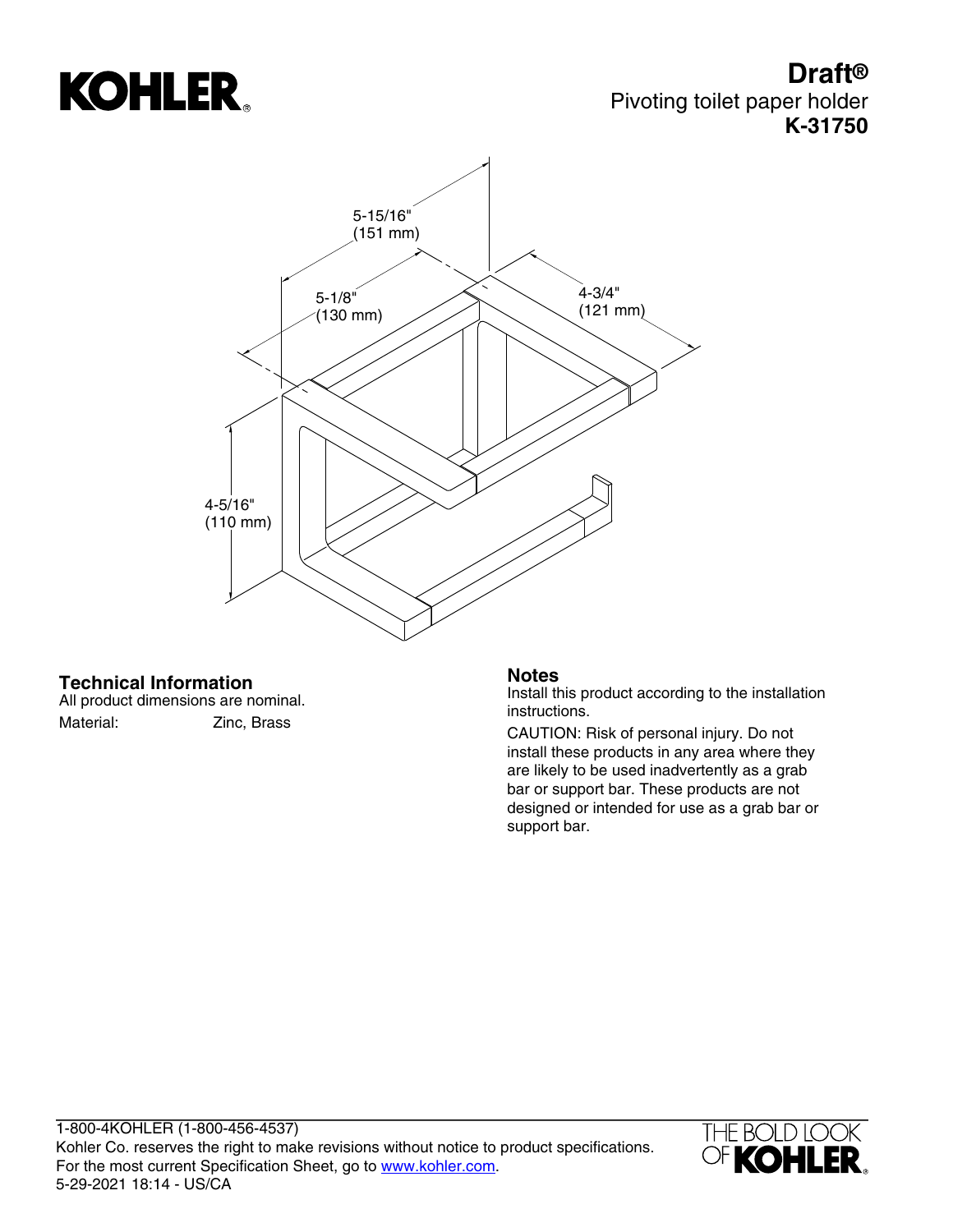# KOHLER

## Draft®

Pivoting toilet paper holder

**K-31750**

5-15/16"
(151 mm)

5-1/8"
(130 mm)

4-3/4"
(121 mm)

4-5/16"
(110 mm)

### Technical Information

All product dimensions are nominal.

| | |
|---|---|
| Material: | Zinc, Brass |

### Notes

Install this product according to the installation instructions.

CAUTION: Risk of personal injury. Do not install these products in any area where they are likely to be used inadvertently as a grab bar or support bar. These products are not designed or intended for use as a grab bar or support bar.

1-800-4KOHLER (1-800-456-4537)
Kohler Co. reserves the right to make revisions without notice to product specifications.
For the most current Specification Sheet, go to www.kohler.com.
5-29-2021 18:14 - US/CA

THE BOLD LOOK OF KOHLER